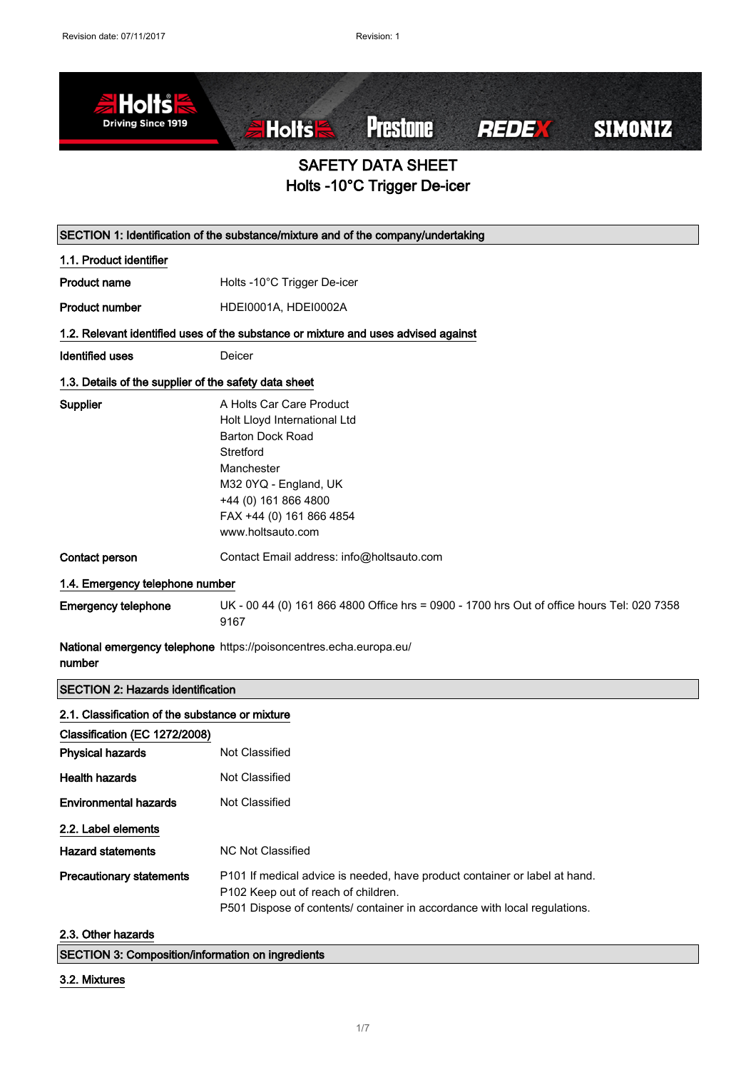Revision date: 07/11/2017 Revision: 1

# SAFETY DATA SHEET
# Holts -10°C Trigger De-icer

## SECTION 1: Identification of the substance/mixture and of the company/undertaking

### 1.1. Product identifier

**Product name** Holts -10°C Trigger De-icer

**Product number** HDEI0001A, HDEI0002A

### 1.2. Relevant identified uses of the substance or mixture and uses advised against

**Identified uses** Deicer

### 1.3. Details of the supplier of the safety data sheet

**Supplier**
A Holts Car Care Product
Holt Lloyd International Ltd
Barton Dock Road
Stretford
Manchester
M32 0YQ - England, UK
+44 (0) 161 866 4800
FAX +44 (0) 161 866 4854
www.holtsauto.com

**Contact person** Contact Email address: info@holtsauto.com

### 1.4. Emergency telephone number

**Emergency telephone** UK - 00 44 (0) 161 866 4800 Office hrs = 0900 - 1700 hrs Out of office hours Tel: 020 7358 9167

**National emergency telephone number** https://poisoncentres.echa.europa.eu/

## SECTION 2: Hazards identification

### 2.1. Classification of the substance or mixture

**Classification (EC 1272/2008)**

**Physical hazards** Not Classified

**Health hazards** Not Classified

**Environmental hazards** Not Classified

### 2.2. Label elements

**Hazard statements** NC Not Classified

**Precautionary statements**
P101 If medical advice is needed, have product container or label at hand.
P102 Keep out of reach of children.
P501 Dispose of contents/ container in accordance with local regulations.

### 2.3. Other hazards

## SECTION 3: Composition/information on ingredients

### 3.2. Mixtures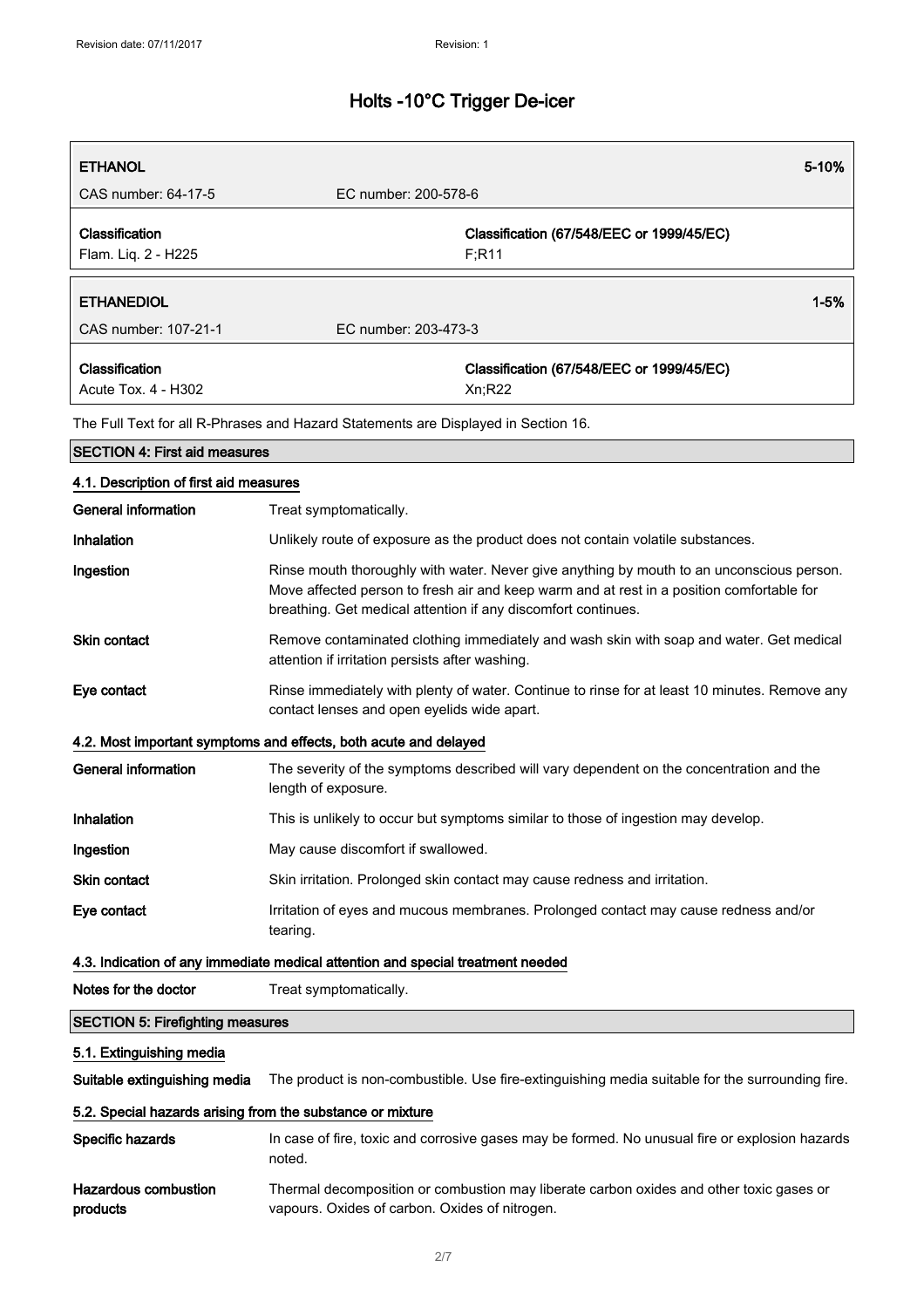| ETHANOL | | 5-10% |
|---|---|---|
| CAS number: 64-17-5 | EC number: 200-578-6 | |
| **Classification**<br>Flam. Liq. 2 - H225 | **Classification (67/548/EEC or 1999/45/EC)**<br>F;R11 | |

| ETHANEDIOL | | 1-5% |
|---|---|---|
| CAS number: 107-21-1 | EC number: 203-473-3 | |
| **Classification**<br>Acute Tox. 4 - H302 | **Classification (67/548/EEC or 1999/45/EC)**<br>Xn;R22 | |

The Full Text for all R-Phrases and Hazard Statements are Displayed in Section 16.

## SECTION 4: First aid measures

### 4.1. Description of first aid measures

**General information** Treat symptomatically.

**Inhalation** Unlikely route of exposure as the product does not contain volatile substances.

**Ingestion** Rinse mouth thoroughly with water. Never give anything by mouth to an unconscious person. Move affected person to fresh air and keep warm and at rest in a position comfortable for breathing. Get medical attention if any discomfort continues.

**Skin contact** Remove contaminated clothing immediately and wash skin with soap and water. Get medical attention if irritation persists after washing.

**Eye contact** Rinse immediately with plenty of water. Continue to rinse for at least 10 minutes. Remove any contact lenses and open eyelids wide apart.

### 4.2. Most important symptoms and effects, both acute and delayed

**General information** The severity of the symptoms described will vary dependent on the concentration and the length of exposure.

**Inhalation** This is unlikely to occur but symptoms similar to those of ingestion may develop.

**Ingestion** May cause discomfort if swallowed.

**Skin contact** Skin irritation. Prolonged skin contact may cause redness and irritation.

**Eye contact** Irritation of eyes and mucous membranes. Prolonged contact may cause redness and/or tearing.

### 4.3. Indication of any immediate medical attention and special treatment needed

**Notes for the doctor** Treat symptomatically.

## SECTION 5: Firefighting measures

### 5.1. Extinguishing media

**Suitable extinguishing media** The product is non-combustible. Use fire-extinguishing media suitable for the surrounding fire.

### 5.2. Special hazards arising from the substance or mixture

**Specific hazards** In case of fire, toxic and corrosive gases may be formed. No unusual fire or explosion hazards noted.

**Hazardous combustion products** Thermal decomposition or combustion may liberate carbon oxides and other toxic gases or vapours. Oxides of carbon. Oxides of nitrogen.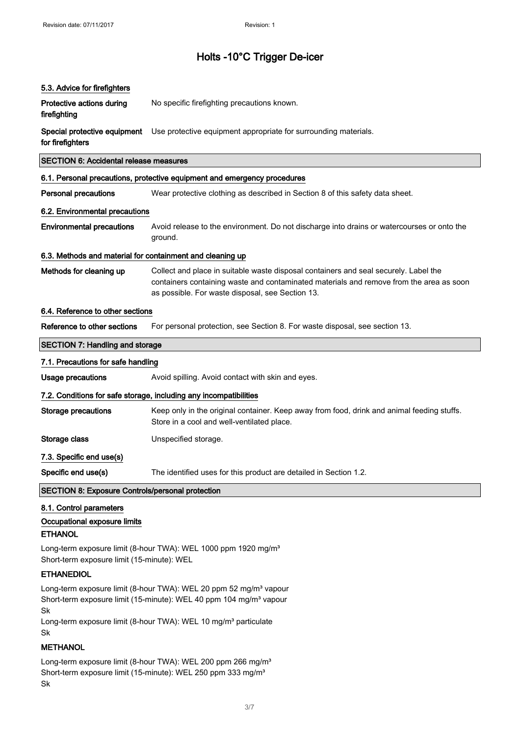# Holts -10°C Trigger De-icer

### 5.3. Advice for firefighters

| | |
|---|---|
| **Protective actions during firefighting** | No specific firefighting precautions known. |
| **Special protective equipment for firefighters** | Use protective equipment appropriate for surrounding materials. |

## SECTION 6: Accidental release measures

### 6.1. Personal precautions, protective equipment and emergency procedures

| | |
|---|---|
| **Personal precautions** | Wear protective clothing as described in Section 8 of this safety data sheet. |

### 6.2. Environmental precautions

| | |
|---|---|
| **Environmental precautions** | Avoid release to the environment. Do not discharge into drains or watercourses or onto the ground. |

### 6.3. Methods and material for containment and cleaning up

| | |
|---|---|
| **Methods for cleaning up** | Collect and place in suitable waste disposal containers and seal securely. Label the containers containing waste and contaminated materials and remove from the area as soon as possible. For waste disposal, see Section 13. |

### 6.4. Reference to other sections

| | |
|---|---|
| **Reference to other sections** | For personal protection, see Section 8. For waste disposal, see section 13. |

## SECTION 7: Handling and storage

### 7.1. Precautions for safe handling

| | |
|---|---|
| **Usage precautions** | Avoid spilling. Avoid contact with skin and eyes. |

### 7.2. Conditions for safe storage, including any incompatibilities

| | |
|---|---|
| **Storage precautions** | Keep only in the original container. Keep away from food, drink and animal feeding stuffs. Store in a cool and well-ventilated place. |
| **Storage class** | Unspecified storage. |

### 7.3. Specific end use(s)

| | |
|---|---|
| **Specific end use(s)** | The identified uses for this product are detailed in Section 1.2. |

## SECTION 8: Exposure Controls/personal protection

### 8.1. Control parameters

#### Occupational exposure limits

**ETHANOL**

Long-term exposure limit (8-hour TWA): WEL 1000 ppm 1920 mg/m³
Short-term exposure limit (15-minute): WEL

**ETHANEDIOL**

Long-term exposure limit (8-hour TWA): WEL 20 ppm 52 mg/m³ vapour
Short-term exposure limit (15-minute): WEL 40 ppm 104 mg/m³ vapour
Sk
Long-term exposure limit (8-hour TWA): WEL 10 mg/m³ particulate
Sk

**METHANOL**

Long-term exposure limit (8-hour TWA): WEL 200 ppm 266 mg/m³
Short-term exposure limit (15-minute): WEL 250 ppm 333 mg/m³
Sk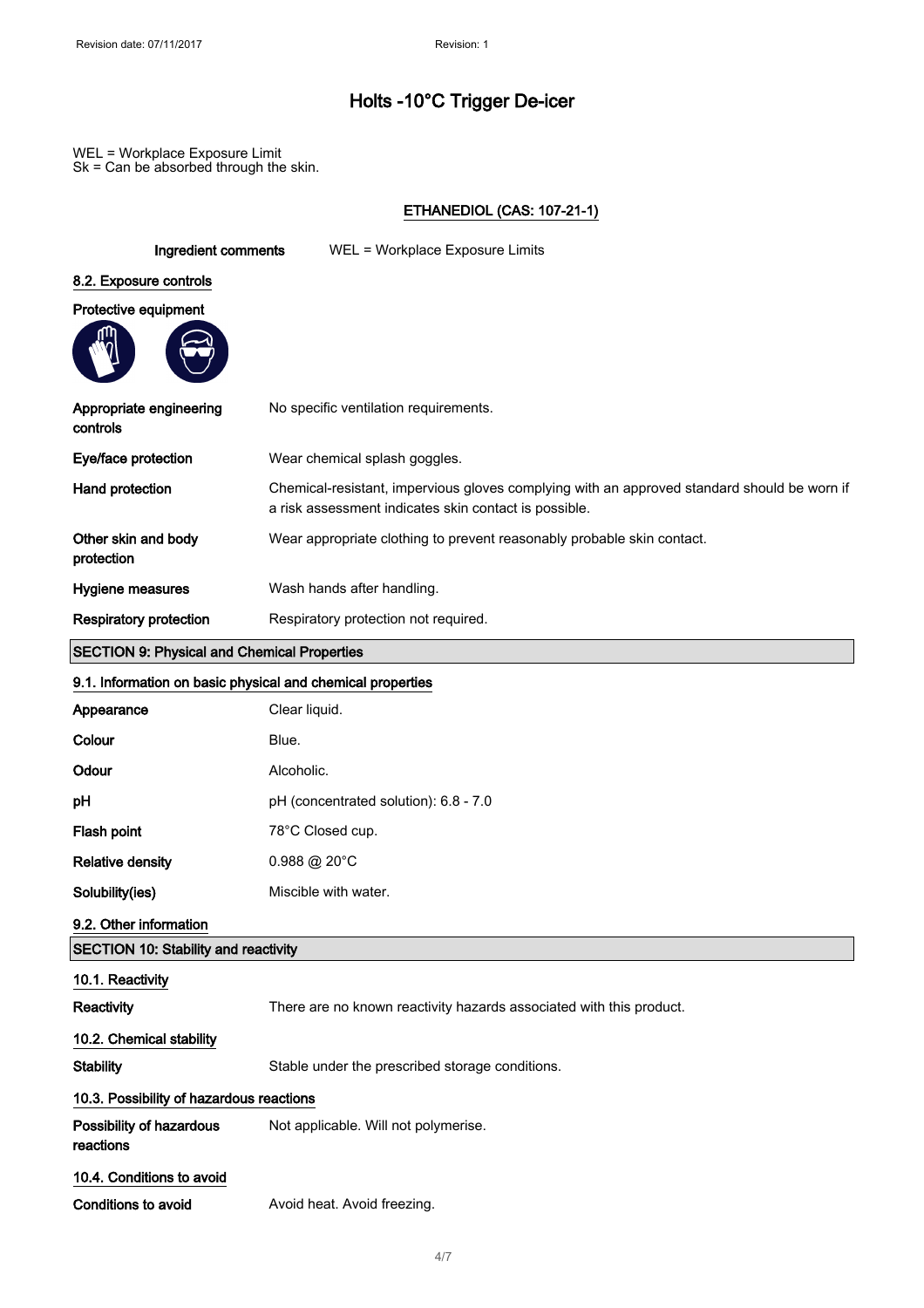WEL = Workplace Exposure Limit
Sk = Can be absorbed through the skin.

**ETHANEDIOL (CAS: 107-21-1)**

| | |
|---|---|
| **Ingredient comments** | WEL = Workplace Exposure Limits |

### 8.2. Exposure controls

**Protective equipment**

| | |
|---|---|
| **Appropriate engineering controls** | No specific ventilation requirements. |
| **Eye/face protection** | Wear chemical splash goggles. |
| **Hand protection** | Chemical-resistant, impervious gloves complying with an approved standard should be worn if a risk assessment indicates skin contact is possible. |
| **Other skin and body protection** | Wear appropriate clothing to prevent reasonably probable skin contact. |
| **Hygiene measures** | Wash hands after handling. |
| **Respiratory protection** | Respiratory protection not required. |

## SECTION 9: Physical and Chemical Properties

### 9.1. Information on basic physical and chemical properties

| | |
|---|---|
| **Appearance** | Clear liquid. |
| **Colour** | Blue. |
| **Odour** | Alcoholic. |
| **pH** | pH (concentrated solution): 6.8 - 7.0 |
| **Flash point** | 78°C Closed cup. |
| **Relative density** | 0.988 @ 20°C |
| **Solubility(ies)** | Miscible with water. |

### 9.2. Other information

## SECTION 10: Stability and reactivity

### 10.1. Reactivity

| | |
|---|---|
| **Reactivity** | There are no known reactivity hazards associated with this product. |

### 10.2. Chemical stability

| | |
|---|---|
| **Stability** | Stable under the prescribed storage conditions. |

### 10.3. Possibility of hazardous reactions

| | |
|---|---|
| **Possibility of hazardous reactions** | Not applicable. Will not polymerise. |

### 10.4. Conditions to avoid

| | |
|---|---|
| **Conditions to avoid** | Avoid heat. Avoid freezing. |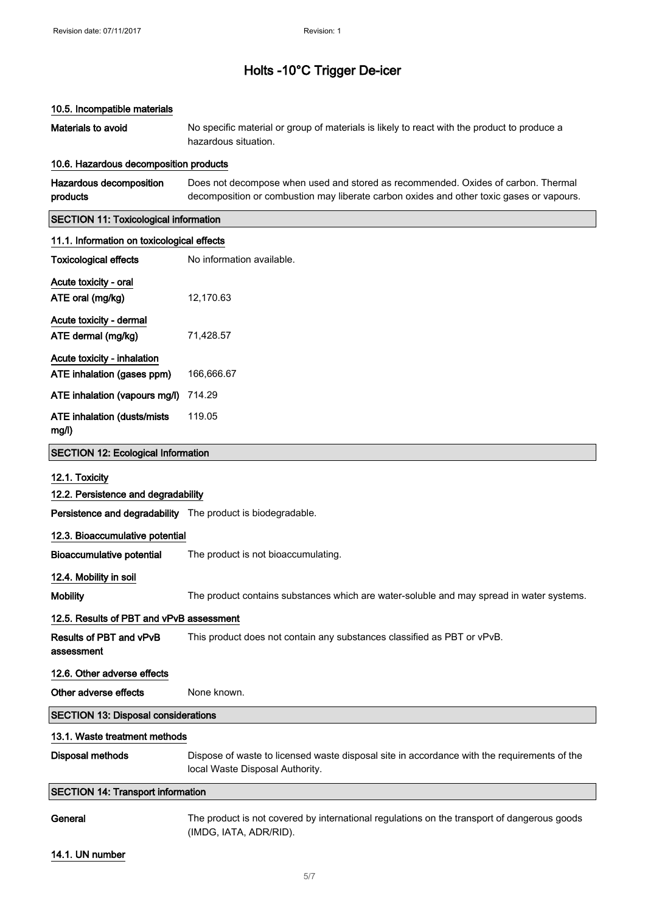# Holts -10°C Trigger De-icer

### 10.5. Incompatible materials

**Materials to avoid** No specific material or group of materials is likely to react with the product to produce a hazardous situation.

### 10.6. Hazardous decomposition products

**Hazardous decomposition products** Does not decompose when used and stored as recommended. Oxides of carbon. Thermal decomposition or combustion may liberate carbon oxides and other toxic gases or vapours.

## SECTION 11: Toxicological information

### 11.1. Information on toxicological effects

**Toxicological effects** No information available.

**Acute toxicity - oral**

**ATE oral (mg/kg)** 12,170.63

**Acute toxicity - dermal**

**ATE dermal (mg/kg)** 71,428.57

**Acute toxicity - inhalation**

**ATE inhalation (gases ppm)** 166,666.67

**ATE inhalation (vapours mg/l)** 714.29

**ATE inhalation (dusts/mists mg/l)** 119.05

## SECTION 12: Ecological Information

### 12.1. Toxicity

### 12.2. Persistence and degradability

**Persistence and degradability** The product is biodegradable.

### 12.3. Bioaccumulative potential

**Bioaccumulative potential** The product is not bioaccumulating.

### 12.4. Mobility in soil

**Mobility** The product contains substances which are water-soluble and may spread in water systems.

### 12.5. Results of PBT and vPvB assessment

**Results of PBT and vPvB assessment** This product does not contain any substances classified as PBT or vPvB.

### 12.6. Other adverse effects

**Other adverse effects** None known.

## SECTION 13: Disposal considerations

### 13.1. Waste treatment methods

**Disposal methods** Dispose of waste to licensed waste disposal site in accordance with the requirements of the local Waste Disposal Authority.

## SECTION 14: Transport information

**General** The product is not covered by international regulations on the transport of dangerous goods (IMDG, IATA, ADR/RID).

### 14.1. UN number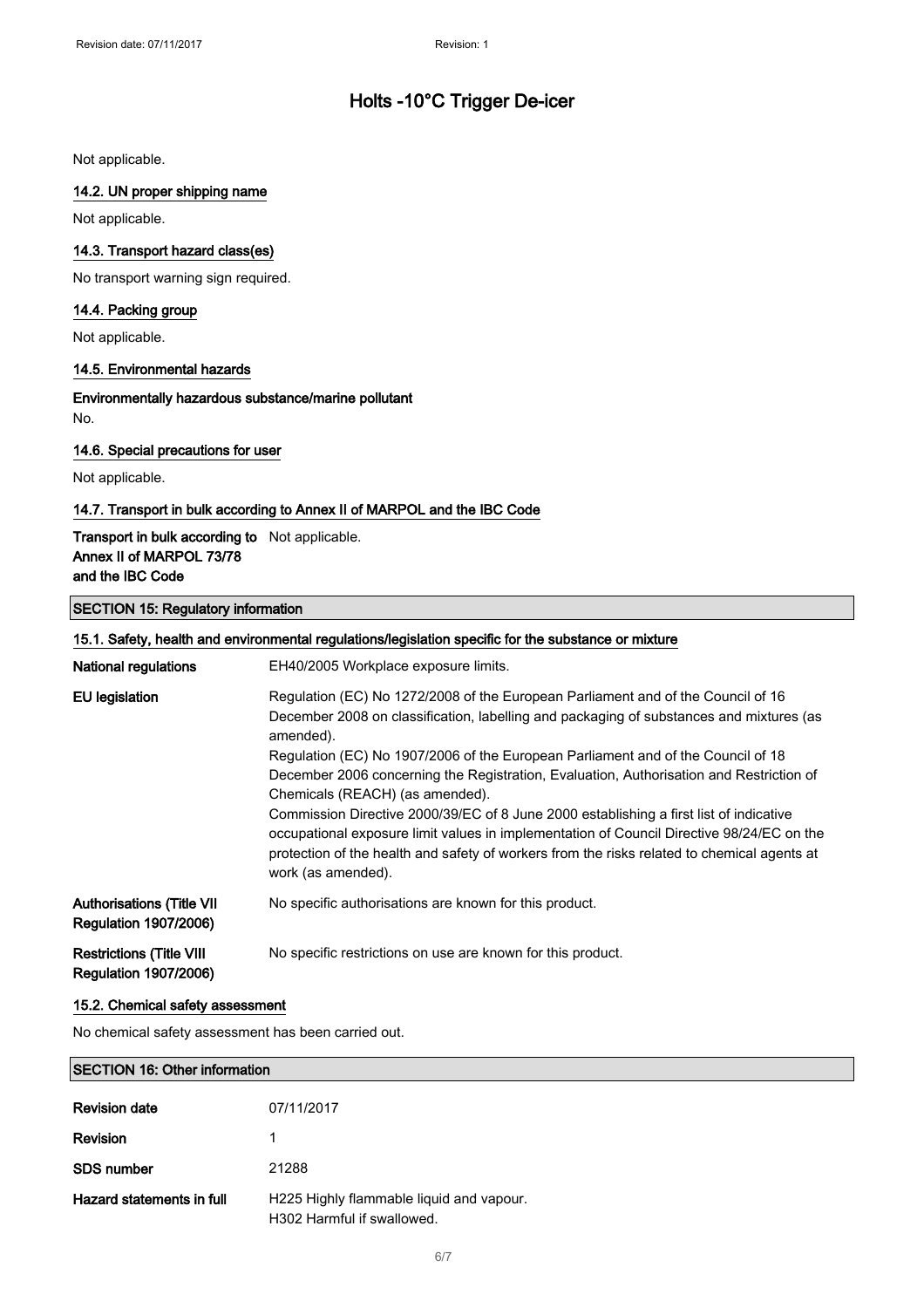Not applicable.

### 14.2. UN proper shipping name

Not applicable.

### 14.3. Transport hazard class(es)

No transport warning sign required.

### 14.4. Packing group

Not applicable.

### 14.5. Environmental hazards

**Environmentally hazardous substance/marine pollutant**

No.

### 14.6. Special precautions for user

Not applicable.

### 14.7. Transport in bulk according to Annex II of MARPOL and the IBC Code

| | |
|---|---|
| **Transport in bulk according to Annex II of MARPOL 73/78 and the IBC Code** | Not applicable. |

## SECTION 15: Regulatory information

### 15.1. Safety, health and environmental regulations/legislation specific for the substance or mixture

| | |
|---|---|
| **National regulations** | EH40/2005 Workplace exposure limits. |
| **EU legislation** | Regulation (EC) No 1272/2008 of the European Parliament and of the Council of 16 December 2008 on classification, labelling and packaging of substances and mixtures (as amended). Regulation (EC) No 1907/2006 of the European Parliament and of the Council of 18 December 2006 concerning the Registration, Evaluation, Authorisation and Restriction of Chemicals (REACH) (as amended). Commission Directive 2000/39/EC of 8 June 2000 establishing a first list of indicative occupational exposure limit values in implementation of Council Directive 98/24/EC on the protection of the health and safety of workers from the risks related to chemical agents at work (as amended). |
| **Authorisations (Title VII Regulation 1907/2006)** | No specific authorisations are known for this product. |
| **Restrictions (Title VIII Regulation 1907/2006)** | No specific restrictions on use are known for this product. |

### 15.2. Chemical safety assessment

No chemical safety assessment has been carried out.

## SECTION 16: Other information

| | |
|---|---|
| **Revision date** | 07/11/2017 |
| **Revision** | 1 |
| **SDS number** | 21288 |
| **Hazard statements in full** | H225 Highly flammable liquid and vapour.<br>H302 Harmful if swallowed. |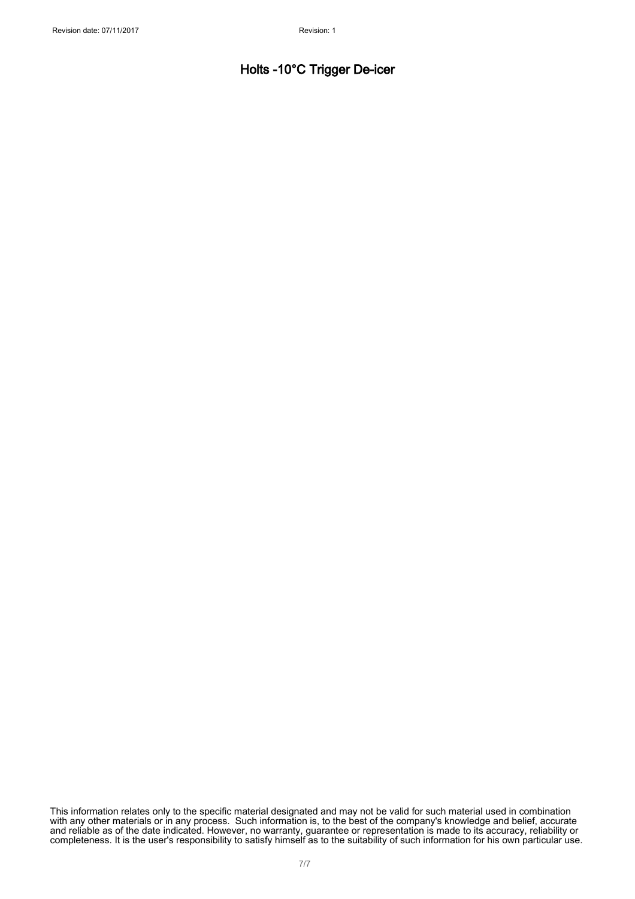This information relates only to the specific material designated and may not be valid for such material used in combination with any other materials or in any process. Such information is, to the best of the company's knowledge and belief, accurate and reliable as of the date indicated. However, no warranty, guarantee or representation is made to its accuracy, reliability or completeness. It is the user's responsibility to satisfy himself as to the suitability of such information for his own particular use.